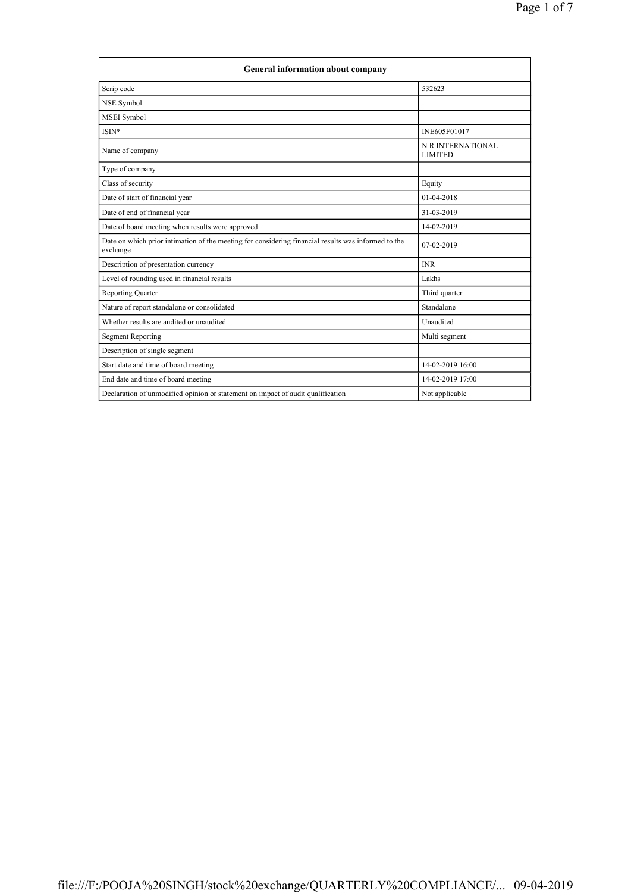| General information about company | |
|---|---|
| Scrip code | 532623 |
| NSE Symbol | |
| MSEI Symbol | |
| ISIN* | INE605F01017 |
| Name of company | N R INTERNATIONAL LIMITED |
| Type of company | |
| Class of security | Equity |
| Date of start of financial year | 01-04-2018 |
| Date of end of financial year | 31-03-2019 |
| Date of board meeting when results were approved | 14-02-2019 |
| Date on which prior intimation of the meeting for considering financial results was informed to the exchange | 07-02-2019 |
| Description of presentation currency | INR |
| Level of rounding used in financial results | Lakhs |
| Reporting Quarter | Third quarter |
| Nature of report standalone or consolidated | Standalone |
| Whether results are audited or unaudited | Unaudited |
| Segment Reporting | Multi segment |
| Description of single segment | |
| Start date and time of board meeting | 14-02-2019 16:00 |
| End date and time of board meeting | 14-02-2019 17:00 |
| Declaration of unmodified opinion or statement on impact of audit qualification | Not applicable |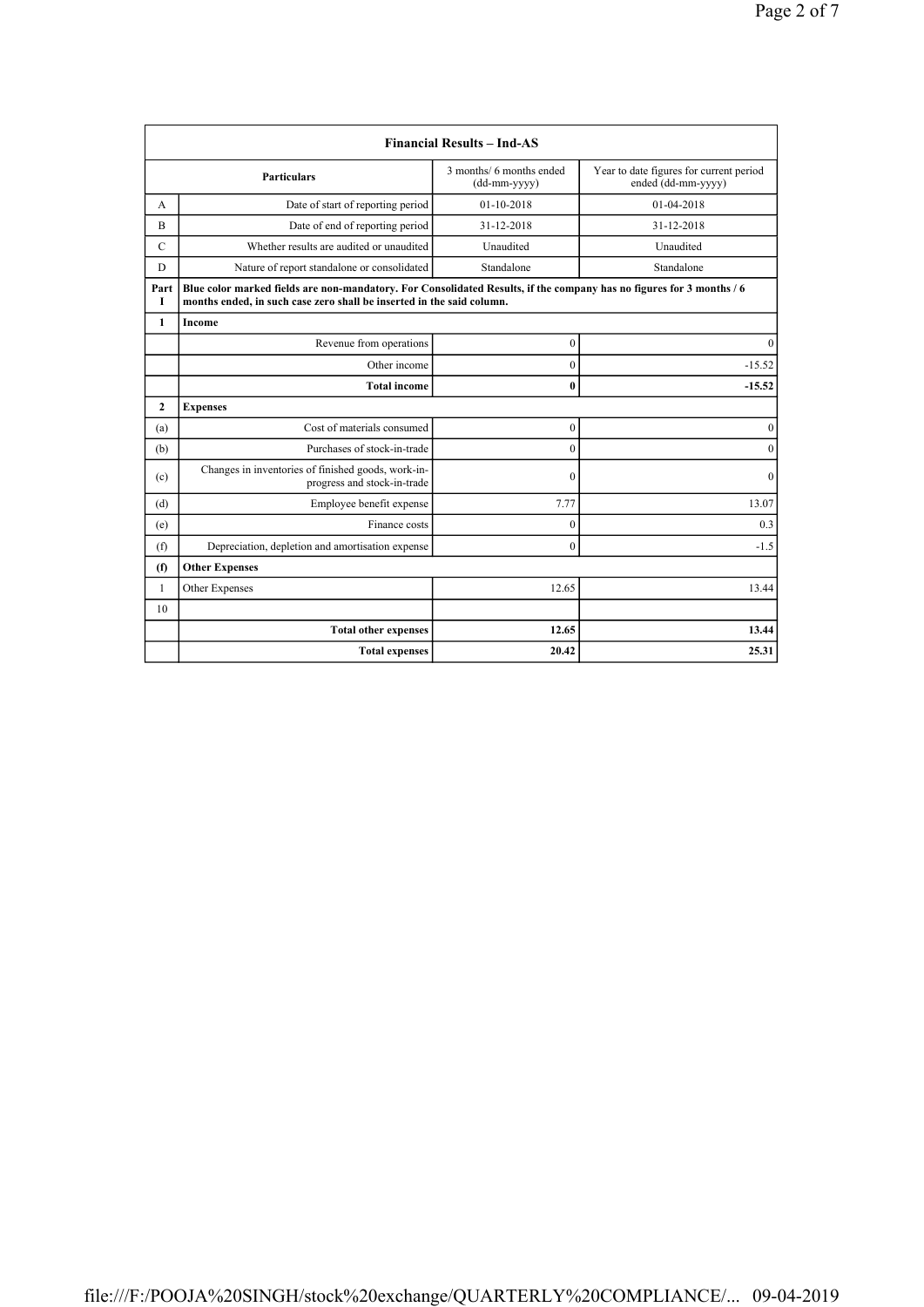| Financial Results – Ind-AS | | | |
|---|---|---|---|
| | Particulars | 3 months/ 6 months ended (dd-mm-yyyy) | Year to date figures for current period ended (dd-mm-yyyy) |
| A | Date of start of reporting period | 01-10-2018 | 01-04-2018 |
| B | Date of end of reporting period | 31-12-2018 | 31-12-2018 |
| C | Whether results are audited or unaudited | Unaudited | Unaudited |
| D | Nature of report standalone or consolidated | Standalone | Standalone |
| Part I | **Blue color marked fields are non-mandatory. For Consolidated Results, if the company has no figures for 3 months / 6 months ended, in such case zero shall be inserted in the said column.** | | |
| **1** | **Income** | | |
| | Revenue from operations | 0 | 0 |
| | Other income | 0 | -15.52 |
| | **Total income** | **0** | **-15.52** |
| **2** | **Expenses** | | |
| (a) | Cost of materials consumed | 0 | 0 |
| (b) | Purchases of stock-in-trade | 0 | 0 |
| (c) | Changes in inventories of finished goods, work-in-progress and stock-in-trade | 0 | 0 |
| (d) | Employee benefit expense | 7.77 | 13.07 |
| (e) | Finance costs | 0 | 0.3 |
| (f) | Depreciation, depletion and amortisation expense | 0 | -1.5 |
| **(f)** | **Other Expenses** | | |
| 1 | Other Expenses | 12.65 | 13.44 |
| 10 | | | |
| | **Total other expenses** | **12.65** | **13.44** |
| | **Total expenses** | **20.42** | **25.31** |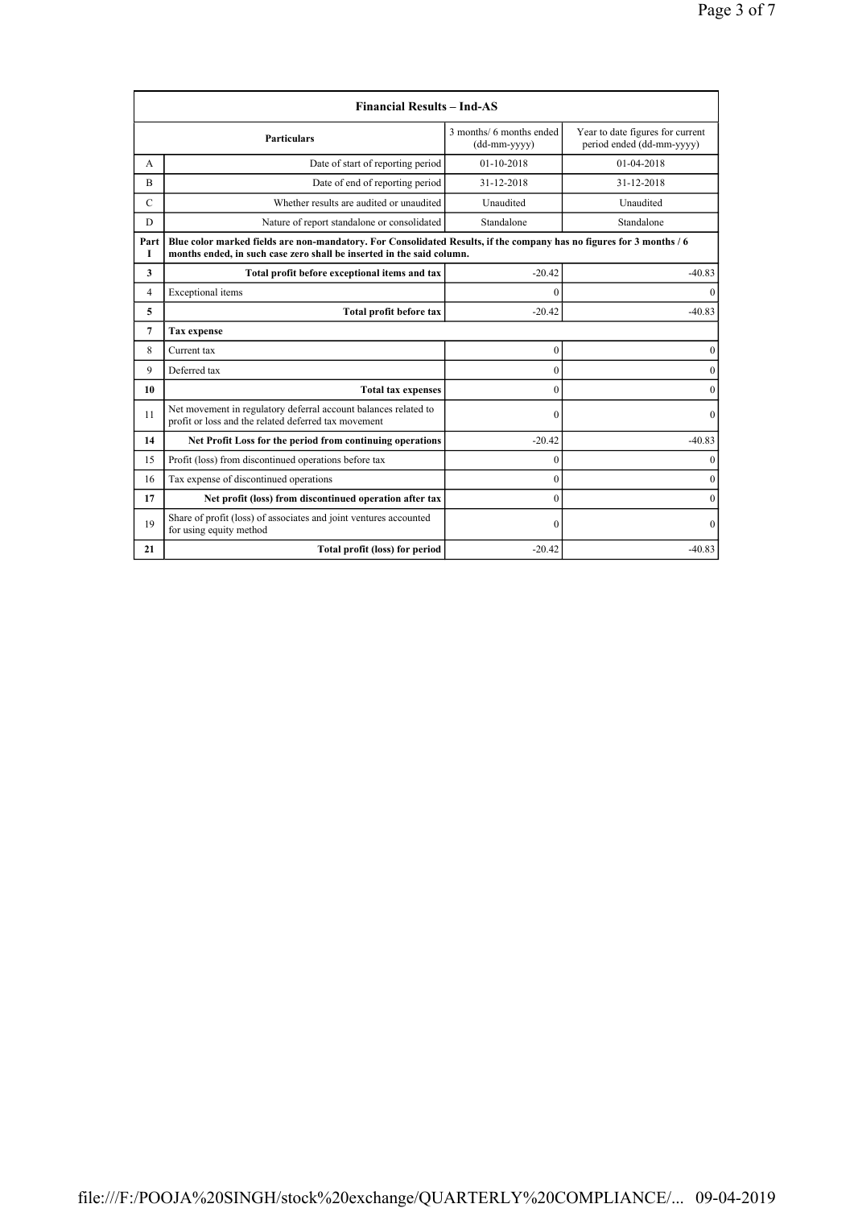| Financial Results – Ind-AS | | | |
|---|---|---|---|
| | **Particulars** | 3 months/ 6 months ended (dd-mm-yyyy) | Year to date figures for current period ended (dd-mm-yyyy) |
| A | Date of start of reporting period | 01-10-2018 | 01-04-2018 |
| B | Date of end of reporting period | 31-12-2018 | 31-12-2018 |
| C | Whether results are audited or unaudited | Unaudited | Unaudited |
| D | Nature of report standalone or consolidated | Standalone | Standalone |
| **Part I** | **Blue color marked fields are non-mandatory. For Consolidated Results, if the company has no figures for 3 months / 6 months ended, in such case zero shall be inserted in the said column.** | | |
| **3** | **Total profit before exceptional items and tax** | -20.42 | -40.83 |
| 4 | Exceptional items | 0 | 0 |
| **5** | **Total profit before tax** | -20.42 | -40.83 |
| **7** | **Tax expense** | | |
| 8 | Current tax | 0 | 0 |
| 9 | Deferred tax | 0 | 0 |
| **10** | **Total tax expenses** | 0 | 0 |
| 11 | Net movement in regulatory deferral account balances related to profit or loss and the related deferred tax movement | 0 | 0 |
| **14** | **Net Profit Loss for the period from continuing operations** | -20.42 | -40.83 |
| 15 | Profit (loss) from discontinued operations before tax | 0 | 0 |
| 16 | Tax expense of discontinued operations | 0 | 0 |
| **17** | **Net profit (loss) from discontinued operation after tax** | 0 | 0 |
| 19 | Share of profit (loss) of associates and joint ventures accounted for using equity method | 0 | 0 |
| **21** | **Total profit (loss) for period** | -20.42 | -40.83 |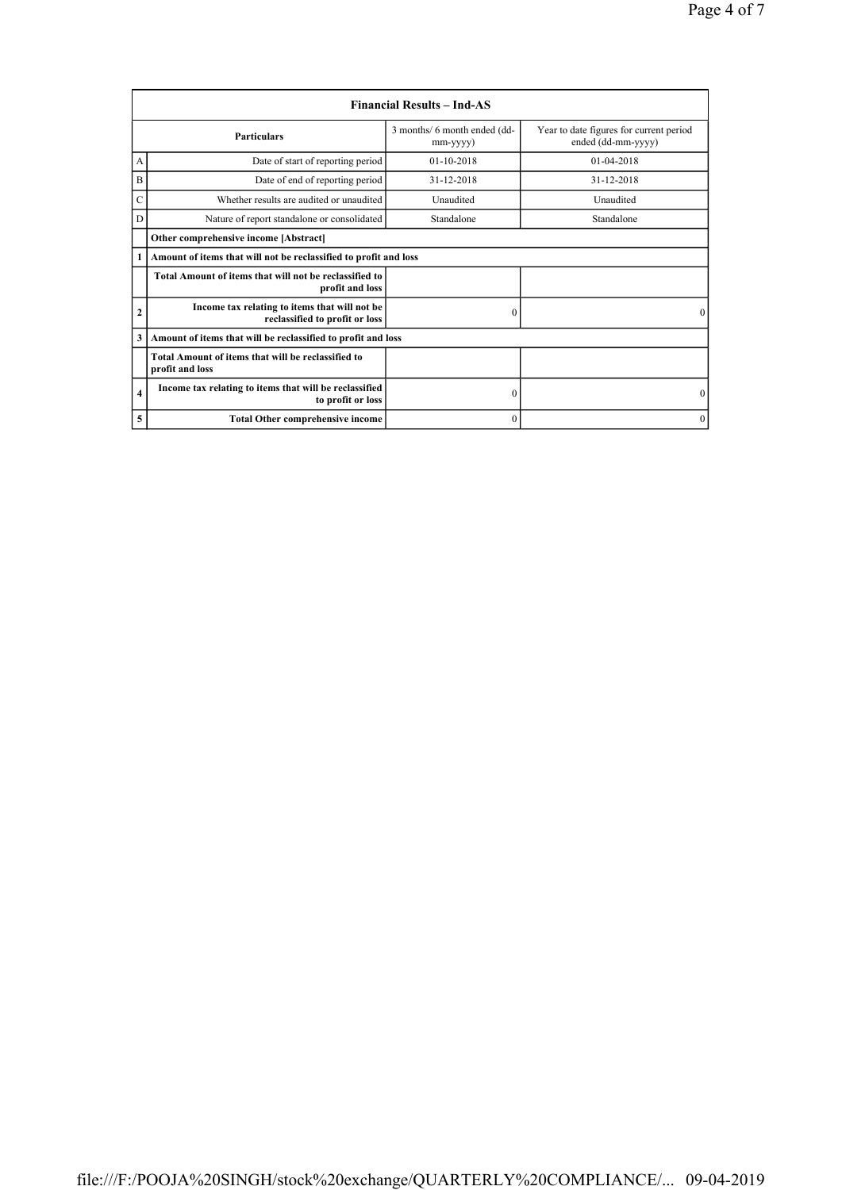| Financial Results – Ind-AS | | | |
|---|---|---|---|
| | **Particulars** | 3 months/ 6 month ended (dd-mm-yyyy) | Year to date figures for current period ended (dd-mm-yyyy) |
| A | Date of start of reporting period | 01-10-2018 | 01-04-2018 |
| B | Date of end of reporting period | 31-12-2018 | 31-12-2018 |
| C | Whether results are audited or unaudited | Unaudited | Unaudited |
| D | Nature of report standalone or consolidated | Standalone | Standalone |
| | **Other comprehensive income [Abstract]** | | |
| **1** | **Amount of items that will not be reclassified to profit and loss** | | |
| | **Total Amount of items that will not be reclassified to profit and loss** | | |
| **2** | **Income tax relating to items that will not be reclassified to profit or loss** | 0 | 0 |
| **3** | **Amount of items that will be reclassified to profit and loss** | | |
| | **Total Amount of items that will be reclassified to profit and loss** | | |
| **4** | **Income tax relating to items that will be reclassified to profit or loss** | 0 | 0 |
| **5** | **Total Other comprehensive income** | 0 | 0 |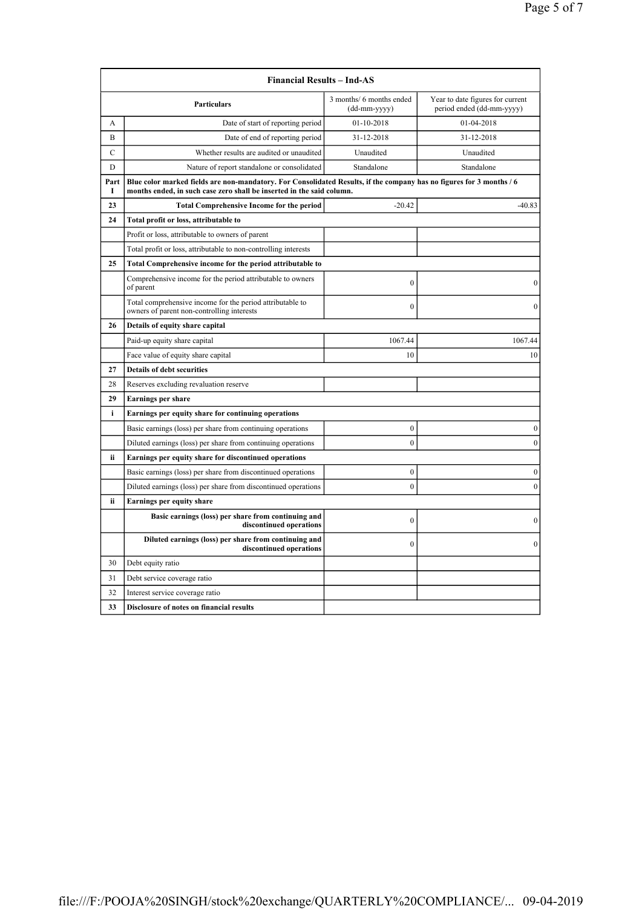| Financial Results – Ind-AS | | | |
|---|---|---|---|
| | **Particulars** | 3 months/ 6 months ended (dd-mm-yyyy) | Year to date figures for current period ended (dd-mm-yyyy) |
| A | Date of start of reporting period | 01-10-2018 | 01-04-2018 |
| B | Date of end of reporting period | 31-12-2018 | 31-12-2018 |
| C | Whether results are audited or unaudited | Unaudited | Unaudited |
| D | Nature of report standalone or consolidated | Standalone | Standalone |
| **Part I** | **Blue color marked fields are non-mandatory. For Consolidated Results, if the company has no figures for 3 months / 6 months ended, in such case zero shall be inserted in the said column.** | | |
| **23** | **Total Comprehensive Income for the period** | -20.42 | -40.83 |
| **24** | **Total profit or loss, attributable to** | | |
| | Profit or loss, attributable to owners of parent | | |
| | Total profit or loss, attributable to non-controlling interests | | |
| **25** | **Total Comprehensive income for the period attributable to** | | |
| | Comprehensive income for the period attributable to owners of parent | 0 | 0 |
| | Total comprehensive income for the period attributable to owners of parent non-controlling interests | 0 | 0 |
| **26** | **Details of equity share capital** | | |
| | Paid-up equity share capital | 1067.44 | 1067.44 |
| | Face value of equity share capital | 10 | 10 |
| **27** | **Details of debt securities** | | |
| 28 | Reserves excluding revaluation reserve | | |
| **29** | **Earnings per share** | | |
| **i** | **Earnings per equity share for continuing operations** | | |
| | Basic earnings (loss) per share from continuing operations | 0 | 0 |
| | Diluted earnings (loss) per share from continuing operations | 0 | 0 |
| **ii** | **Earnings per equity share for discontinued operations** | | |
| | Basic earnings (loss) per share from discontinued operations | 0 | 0 |
| | Diluted earnings (loss) per share from discontinued operations | 0 | 0 |
| **ii** | **Earnings per equity share** | | |
| | **Basic earnings (loss) per share from continuing and discontinued operations** | 0 | 0 |
| | **Diluted earnings (loss) per share from continuing and discontinued operations** | 0 | 0 |
| 30 | Debt equity ratio | | |
| 31 | Debt service coverage ratio | | |
| 32 | Interest service coverage ratio | | |
| **33** | **Disclosure of notes on financial results** | | |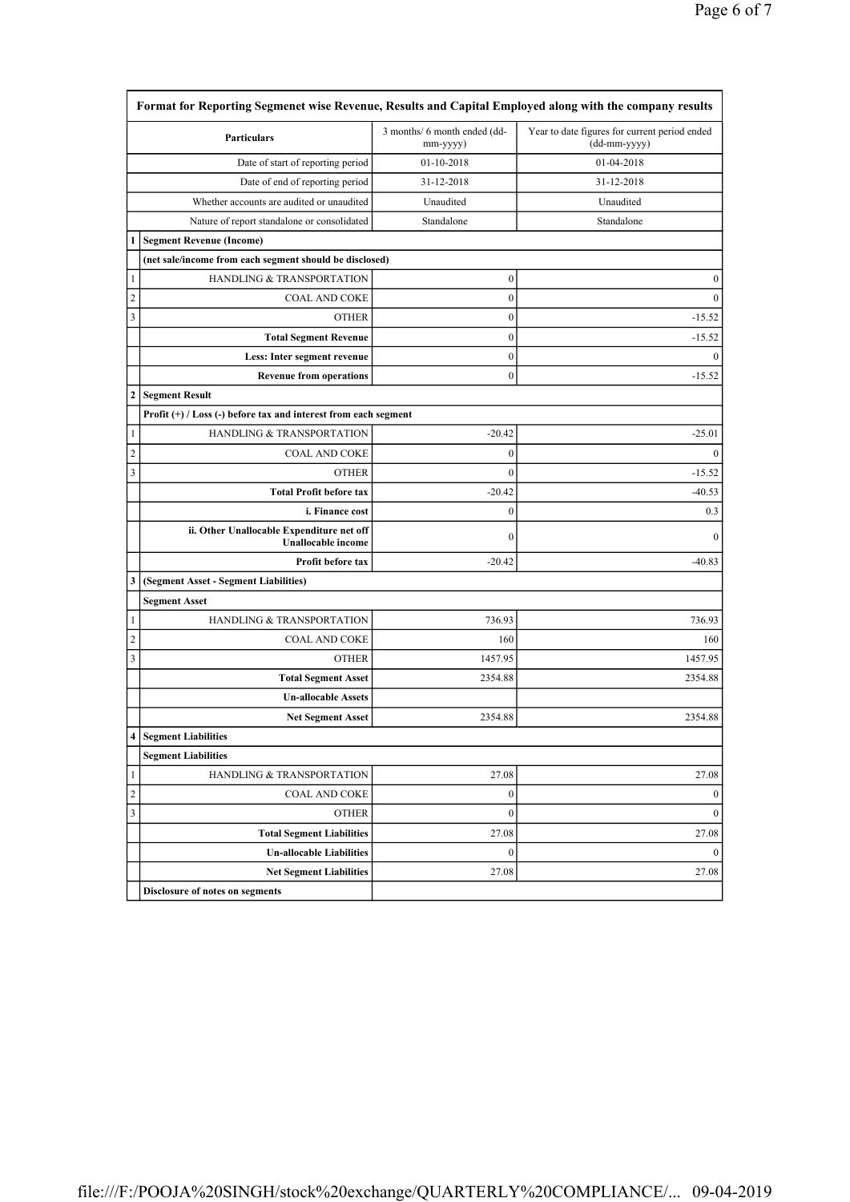| | Format for Reporting Segmenet wise Revenue, Results and Capital Employed along with the company results | | |
|---|---|---|---|
| | **Particulars** | 3 months/ 6 month ended (dd-mm-yyyy) | Year to date figures for current period ended (dd-mm-yyyy) |
| | Date of start of reporting period | 01-10-2018 | 01-04-2018 |
| | Date of end of reporting period | 31-12-2018 | 31-12-2018 |
| | Whether accounts are audited or unaudited | Unaudited | Unaudited |
| | Nature of report standalone or consolidated | Standalone | Standalone |
| **1** | **Segment Revenue (Income)** | | |
| | **(net sale/income from each segment should be disclosed)** | | |
| 1 | HANDLING & TRANSPORTATION | 0 | 0 |
| 2 | COAL AND COKE | 0 | 0 |
| 3 | OTHER | 0 | -15.52 |
| | **Total Segment Revenue** | 0 | -15.52 |
| | **Less: Inter segment revenue** | 0 | 0 |
| | **Revenue from operations** | 0 | -15.52 |
| **2** | **Segment Result** | | |
| | **Profit (+) / Loss (-) before tax and interest from each segment** | | |
| 1 | HANDLING & TRANSPORTATION | -20.42 | -25.01 |
| 2 | COAL AND COKE | 0 | 0 |
| 3 | OTHER | 0 | -15.52 |
| | **Total Profit before tax** | -20.42 | -40.53 |
| | **i. Finance cost** | 0 | 0.3 |
| | **ii. Other Unallocable Expenditure net off Unallocable income** | 0 | 0 |
| | **Profit before tax** | -20.42 | -40.83 |
| **3** | **(Segment Asset - Segment Liabilities)** | | |
| | **Segment Asset** | | |
| 1 | HANDLING & TRANSPORTATION | 736.93 | 736.93 |
| 2 | COAL AND COKE | 160 | 160 |
| 3 | OTHER | 1457.95 | 1457.95 |
| | **Total Segment Asset** | 2354.88 | 2354.88 |
| | **Un-allocable Assets** | | |
| | **Net Segment Asset** | 2354.88 | 2354.88 |
| **4** | **Segment Liabilities** | | |
| | **Segment Liabilities** | | |
| 1 | HANDLING & TRANSPORTATION | 27.08 | 27.08 |
| 2 | COAL AND COKE | 0 | 0 |
| 3 | OTHER | 0 | 0 |
| | **Total Segment Liabilities** | 27.08 | 27.08 |
| | **Un-allocable Liabilities** | 0 | 0 |
| | **Net Segment Liabilities** | 27.08 | 27.08 |
| | **Disclosure of notes on segments** | | |